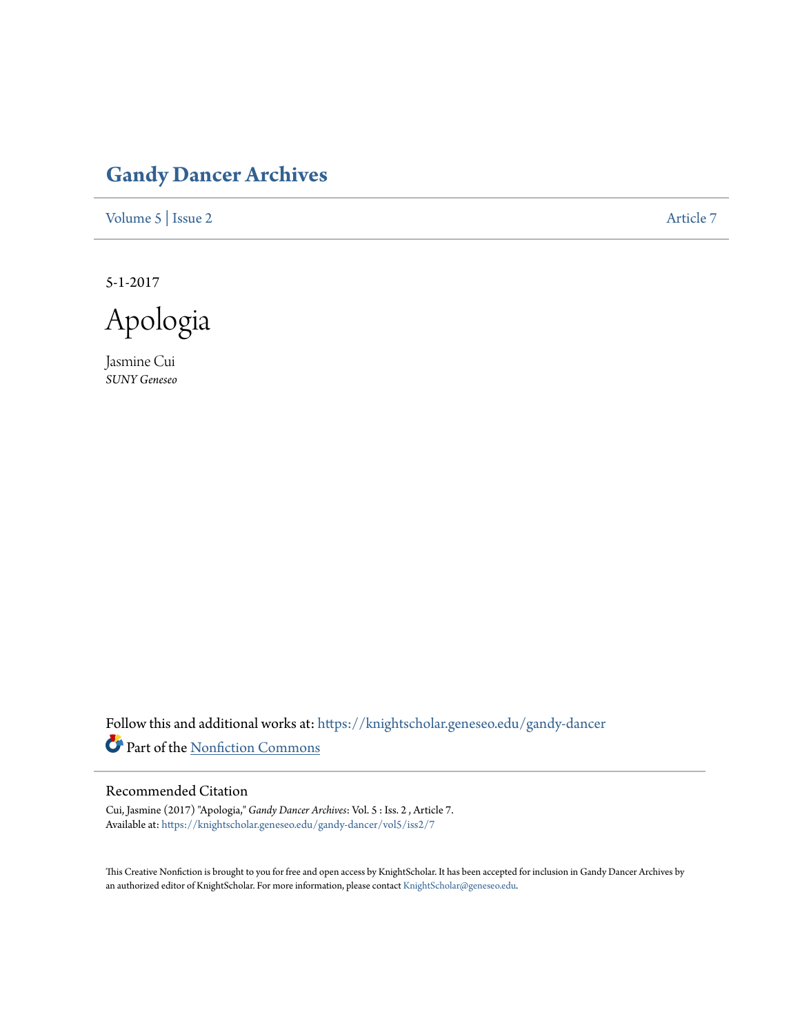# Gandy Dancer Archives

Volume 5 | Issue 2 Article 7

5-1-2017

# Apologia

Jasmine Cui
*SUNY Geneseo*

Follow this and additional works at: https://knightscholar.geneseo.edu/gandy-dancer

Part of the Nonfiction Commons

## Recommended Citation

Cui, Jasmine (2017) "Apologia," *Gandy Dancer Archives*: Vol. 5 : Iss. 2 , Article 7.
Available at: https://knightscholar.geneseo.edu/gandy-dancer/vol5/iss2/7

This Creative Nonfiction is brought to you for free and open access by KnightScholar. It has been accepted for inclusion in Gandy Dancer Archives by an authorized editor of KnightScholar. For more information, please contact KnightScholar@geneseo.edu.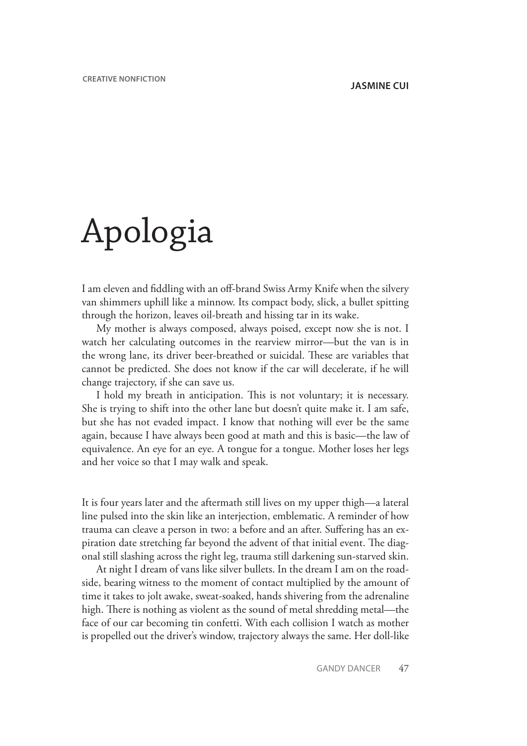CREATIVE NONFICTION

**JASMINE CUI**

# Apologia

I am eleven and fiddling with an off-brand Swiss Army Knife when the silvery van shimmers uphill like a minnow. Its compact body, slick, a bullet spitting through the horizon, leaves oil-breath and hissing tar in its wake.

My mother is always composed, always poised, except now she is not. I watch her calculating outcomes in the rearview mirror—but the van is in the wrong lane, its driver beer-breathed or suicidal. These are variables that cannot be predicted. She does not know if the car will decelerate, if he will change trajectory, if she can save us.

I hold my breath in anticipation. This is not voluntary; it is necessary. She is trying to shift into the other lane but doesn't quite make it. I am safe, but she has not evaded impact. I know that nothing will ever be the same again, because I have always been good at math and this is basic—the law of equivalence. An eye for an eye. A tongue for a tongue. Mother loses her legs and her voice so that I may walk and speak.

It is four years later and the aftermath still lives on my upper thigh—a lateral line pulsed into the skin like an interjection, emblematic. A reminder of how trauma can cleave a person in two: a before and an after. Suffering has an expiration date stretching far beyond the advent of that initial event. The diagonal still slashing across the right leg, trauma still darkening sun-starved skin.

At night I dream of vans like silver bullets. In the dream I am on the roadside, bearing witness to the moment of contact multiplied by the amount of time it takes to jolt awake, sweat-soaked, hands shivering from the adrenaline high. There is nothing as violent as the sound of metal shredding metal—the face of our car becoming tin confetti. With each collision I watch as mother is propelled out the driver's window, trajectory always the same. Her doll-like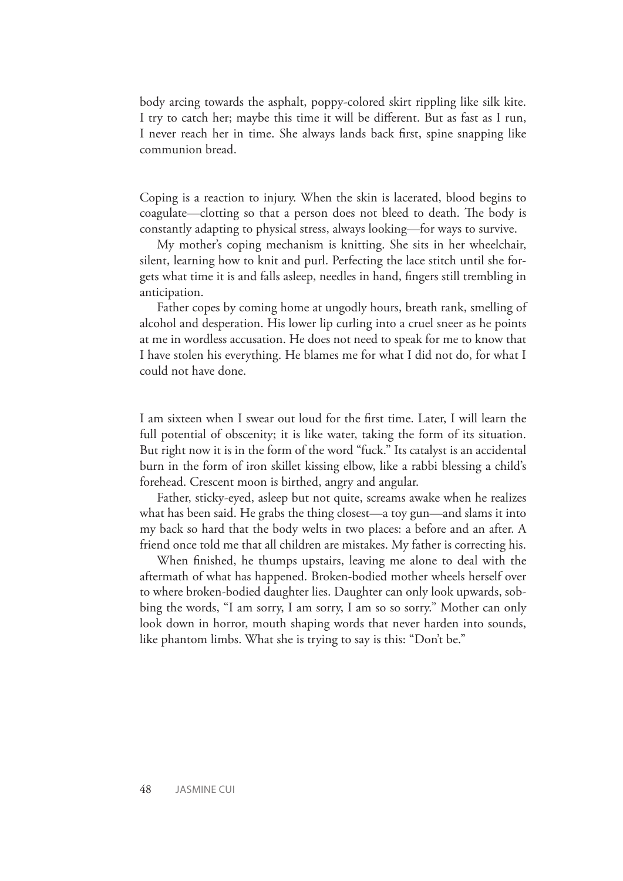body arcing towards the asphalt, poppy-colored skirt rippling like silk kite. I try to catch her; maybe this time it will be different. But as fast as I run, I never reach her in time. She always lands back first, spine snapping like communion bread.

Coping is a reaction to injury. When the skin is lacerated, blood begins to coagulate—clotting so that a person does not bleed to death. The body is constantly adapting to physical stress, always looking—for ways to survive.

My mother's coping mechanism is knitting. She sits in her wheelchair, silent, learning how to knit and purl. Perfecting the lace stitch until she forgets what time it is and falls asleep, needles in hand, fingers still trembling in anticipation.

Father copes by coming home at ungodly hours, breath rank, smelling of alcohol and desperation. His lower lip curling into a cruel sneer as he points at me in wordless accusation. He does not need to speak for me to know that I have stolen his everything. He blames me for what I did not do, for what I could not have done.

I am sixteen when I swear out loud for the first time. Later, I will learn the full potential of obscenity; it is like water, taking the form of its situation. But right now it is in the form of the word "fuck." Its catalyst is an accidental burn in the form of iron skillet kissing elbow, like a rabbi blessing a child's forehead. Crescent moon is birthed, angry and angular.

Father, sticky-eyed, asleep but not quite, screams awake when he realizes what has been said. He grabs the thing closest—a toy gun—and slams it into my back so hard that the body welts in two places: a before and an after. A friend once told me that all children are mistakes. My father is correcting his.

When finished, he thumps upstairs, leaving me alone to deal with the aftermath of what has happened. Broken-bodied mother wheels herself over to where broken-bodied daughter lies. Daughter can only look upwards, sobbing the words, "I am sorry, I am sorry, I am so so sorry." Mother can only look down in horror, mouth shaping words that never harden into sounds, like phantom limbs. What she is trying to say is this: "Don't be."